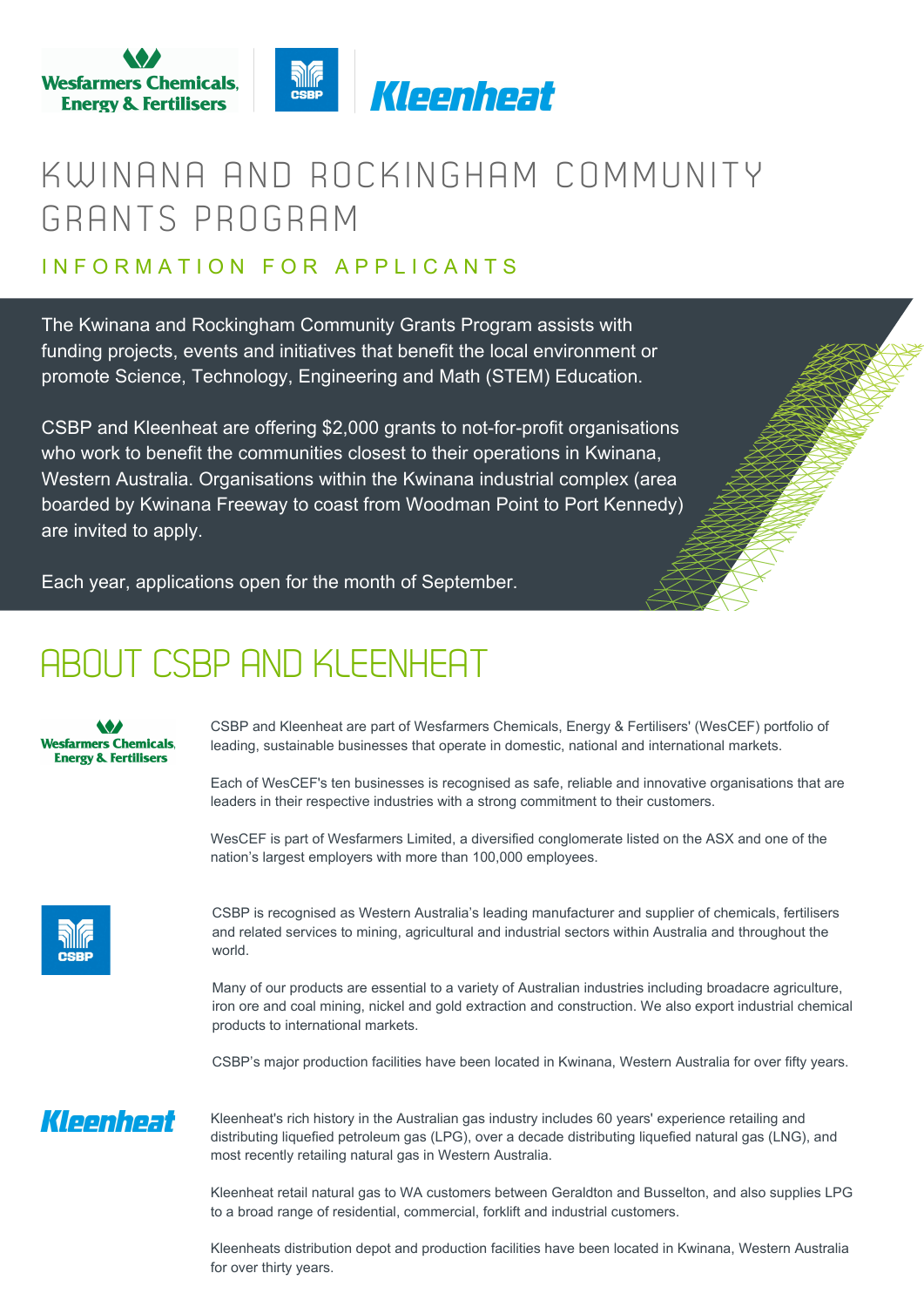# KWINANA AND ROCKINGHAM COMMUNITY GRANTS PROGRAM

## INFORMATION FOR APPLICANTS

The Kwinana and Rockingham Community Grants Program assists with funding projects, events and initiatives that benefit the local environment or promote Science, Technology, Engineering and Math (STEM) Education.

CSBP and Kleenheat are offering $2,000 grants to not-for-profit organisations who work to benefit the communities closest to their operations in Kwinana, Western Australia. Organisations within the Kwinana industrial complex (area boarded by Kwinana Freeway to coast from Woodman Point to Port Kennedy) are invited to apply.

Each year, applications open for the month of September.

## ABOUT CSBP AND KLEENHEAT

CSBP and Kleenheat are part of Wesfarmers Chemicals, Energy & Fertilisers' (WesCEF) portfolio of leading, sustainable businesses that operate in domestic, national and international markets.

Each of WesCEF's ten businesses is recognised as safe, reliable and innovative organisations that are leaders in their respective industries with a strong commitment to their customers.

WesCEF is part of Wesfarmers Limited, a diversified conglomerate listed on the ASX and one of the nation's largest employers with more than 100,000 employees.

CSBP is recognised as Western Australia's leading manufacturer and supplier of chemicals, fertilisers and related services to mining, agricultural and industrial sectors within Australia and throughout the world.

Many of our products are essential to a variety of Australian industries including broadacre agriculture, iron ore and coal mining, nickel and gold extraction and construction. We also export industrial chemical products to international markets.

CSBP's major production facilities have been located in Kwinana, Western Australia for over fifty years.

Kleenheat's rich history in the Australian gas industry includes 60 years' experience retailing and distributing liquefied petroleum gas (LPG), over a decade distributing liquefied natural gas (LNG), and most recently retailing natural gas in Western Australia.

Kleenheat retail natural gas to WA customers between Geraldton and Busselton, and also supplies LPG to a broad range of residential, commercial, forklift and industrial customers.

Kleenheats distribution depot and production facilities have been located in Kwinana, Western Australia for over thirty years.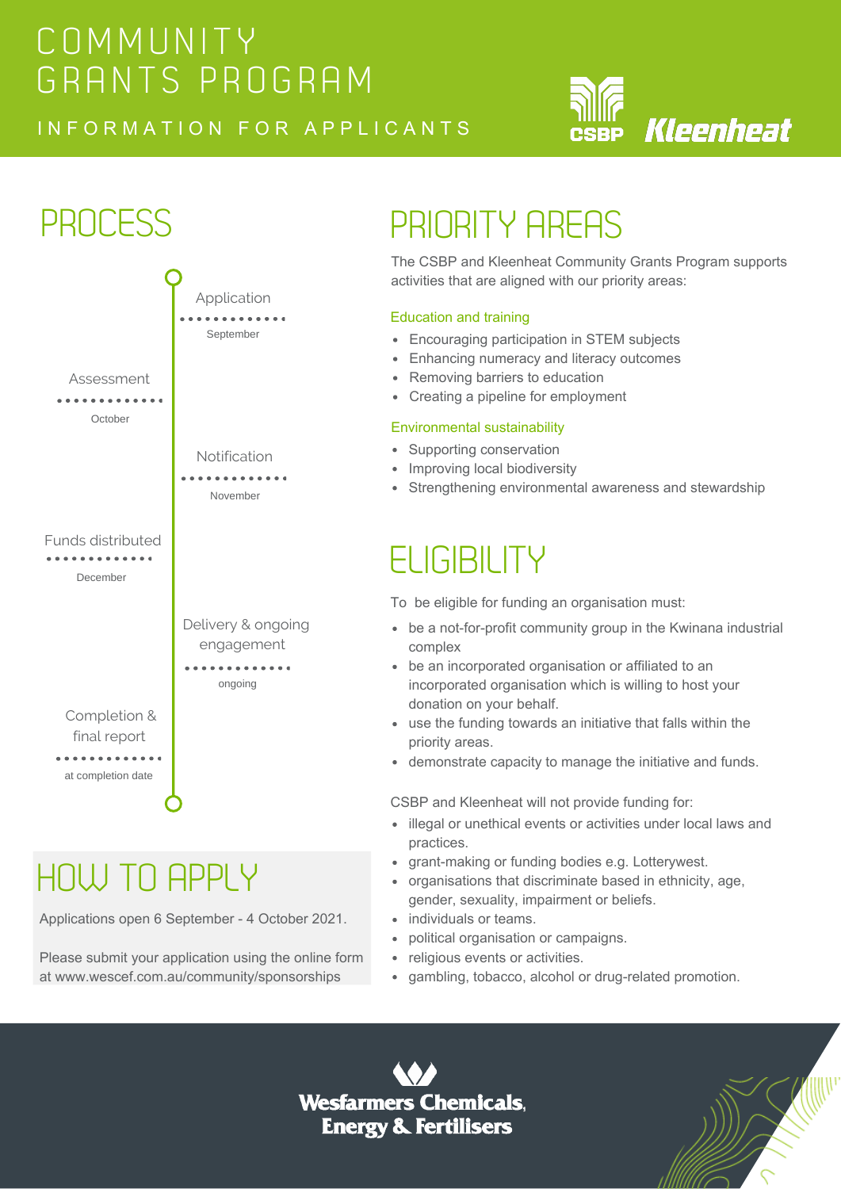# COMMUNITY GRANTS PROGRAM

INFORMATION FOR APPLICANTS

CSBP Kleenheat

## PROCESS

Application
September

Assessment
October

Notification
November

Funds distributed
December

Delivery & ongoing engagement
ongoing

Completion & final report
at completion date

## HOW TO APPLY

Applications open 6 September - 4 October 2021.

Please submit your application using the online form at www.wescef.com.au/community/sponsorships

## PRIORITY AREAS

The CSBP and Kleenheat Community Grants Program supports activities that are aligned with our priority areas:

### Education and training

- Encouraging participation in STEM subjects
- Enhancing numeracy and literacy outcomes
- Removing barriers to education
- Creating a pipeline for employment

### Environmental sustainability

- Supporting conservation
- Improving local biodiversity
- Strengthening environmental awareness and stewardship

## ELIGIBILITY

To be eligible for funding an organisation must:

- be a not-for-profit community group in the Kwinana industrial complex
- be an incorporated organisation or affiliated to an incorporated organisation which is willing to host your donation on your behalf.
- use the funding towards an initiative that falls within the priority areas.
- demonstrate capacity to manage the initiative and funds.

CSBP and Kleenheat will not provide funding for:

- illegal or unethical events or activities under local laws and practices.
- grant-making or funding bodies e.g. Lotterywest.
- organisations that discriminate based in ethnicity, age, gender, sexuality, impairment or beliefs.
- individuals or teams.
- political organisation or campaigns.
- religious events or activities.
- gambling, tobacco, alcohol or drug-related promotion.

Wesfarmers Chemicals, Energy & Fertilisers